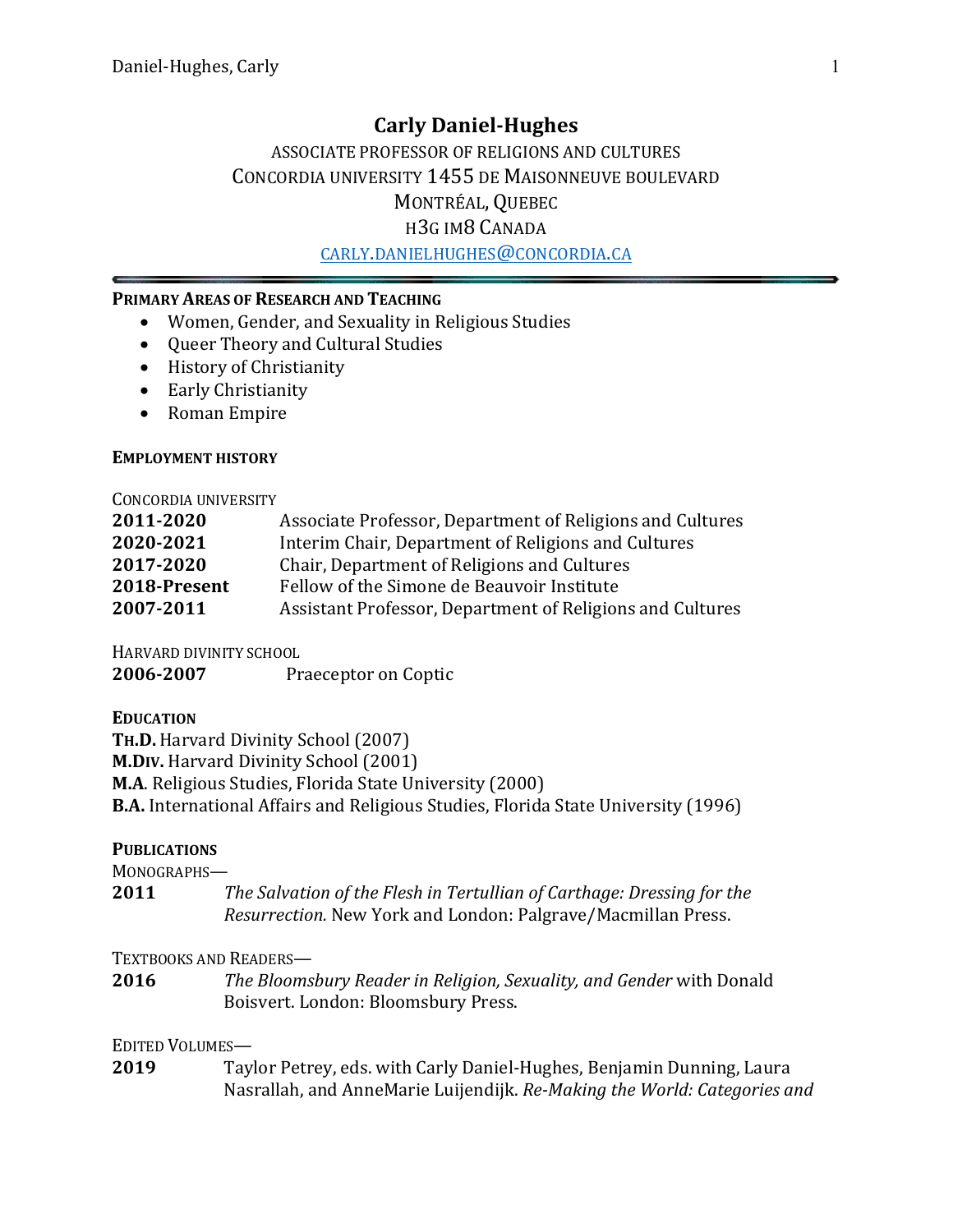# Carly Daniel-Hughes

ASSOCIATE PROFESSOR OF RELIGIONS AND CULTURES
CONCORDIA UNIVERSITY 1455 DE MAISONNEUVE BOULEVARD
MONTRÉAL, QUEBEC
H3G IM8 CANADA
CARLY.DANIELHUGHES@CONCORDIA.CA

---

## PRIMARY AREAS OF RESEARCH AND TEACHING

- Women, Gender, and Sexuality in Religious Studies
- Queer Theory and Cultural Studies
- History of Christianity
- Early Christianity
- Roman Empire

## EMPLOYMENT HISTORY

CONCORDIA UNIVERSITY

**2011-2020** Associate Professor, Department of Religions and Cultures
**2020-2021** Interim Chair, Department of Religions and Cultures
**2017-2020** Chair, Department of Religions and Cultures
**2018-Present** Fellow of the Simone de Beauvoir Institute
**2007-2011** Assistant Professor, Department of Religions and Cultures

HARVARD DIVINITY SCHOOL

**2006-2007** Praeceptor on Coptic

## EDUCATION

**TH.D.** Harvard Divinity School (2007)
**M.DIV.** Harvard Divinity School (2001)
**M.A**. Religious Studies, Florida State University (2000)
**B.A.** International Affairs and Religious Studies, Florida State University (1996)

## PUBLICATIONS

MONOGRAPHS—

**2011** *The Salvation of the Flesh in Tertullian of Carthage: Dressing for the Resurrection.* New York and London: Palgrave/Macmillan Press.

TEXTBOOKS AND READERS—

**2016** *The Bloomsbury Reader in Religion, Sexuality, and Gender* with Donald Boisvert. London: Bloomsbury Press.

EDITED VOLUMES—

**2019** Taylor Petrey, eds. with Carly Daniel-Hughes, Benjamin Dunning, Laura Nasrallah, and AnneMarie Luijendijk. *Re-Making the World: Categories and*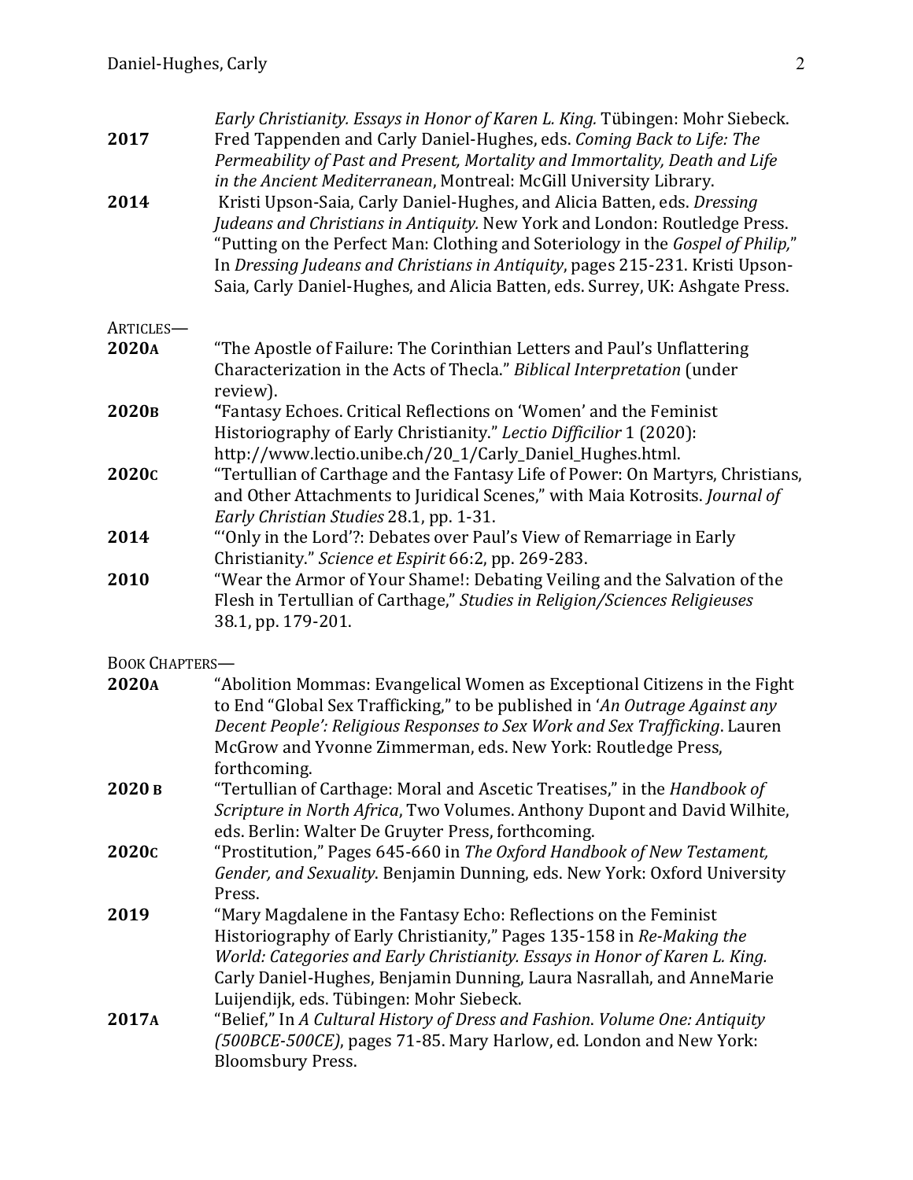*Early Christianity. Essays in Honor of Karen L. King.* Tübingen: Mohr Siebeck.

**2017** Fred Tappenden and Carly Daniel-Hughes, eds. *Coming Back to Life: The Permeability of Past and Present, Mortality and Immortality, Death and Life in the Ancient Mediterranean*, Montreal: McGill University Library.

**2014** Kristi Upson-Saia, Carly Daniel-Hughes, and Alicia Batten, eds. *Dressing Judeans and Christians in Antiquity.* New York and London: Routledge Press. "Putting on the Perfect Man: Clothing and Soteriology in the *Gospel of Philip,*" In *Dressing Judeans and Christians in Antiquity*, pages 215-231. Kristi Upson-Saia, Carly Daniel-Hughes, and Alicia Batten, eds. Surrey, UK: Ashgate Press.

ARTICLES—

**2020A** "The Apostle of Failure: The Corinthian Letters and Paul's Unflattering Characterization in the Acts of Thecla." *Biblical Interpretation* (under review).

**2020B** "Fantasy Echoes. Critical Reflections on 'Women' and the Feminist Historiography of Early Christianity." *Lectio Difficilior* 1 (2020): http://www.lectio.unibe.ch/20_1/Carly_Daniel_Hughes.html.

**2020C** "Tertullian of Carthage and the Fantasy Life of Power: On Martyrs, Christians, and Other Attachments to Juridical Scenes," with Maia Kotrosits. *Journal of Early Christian Studies* 28.1, pp. 1-31.

**2014** "'Only in the Lord'?: Debates over Paul's View of Remarriage in Early Christianity." *Science et Espirit* 66:2, pp. 269-283.

**2010** "Wear the Armor of Your Shame!: Debating Veiling and the Salvation of the Flesh in Tertullian of Carthage," *Studies in Religion/Sciences Religieuses* 38.1, pp. 179-201.

BOOK CHAPTERS—

**2020A** "Abolition Mommas: Evangelical Women as Exceptional Citizens in the Fight to End "Global Sex Trafficking," to be published in '*An Outrage Against any Decent People': Religious Responses to Sex Work and Sex Trafficking*. Lauren McGrow and Yvonne Zimmerman, eds. New York: Routledge Press, forthcoming.

**2020 B** "Tertullian of Carthage: Moral and Ascetic Treatises," in the *Handbook of Scripture in North Africa*, Two Volumes. Anthony Dupont and David Wilhite, eds. Berlin: Walter De Gruyter Press, forthcoming.

**2020C** "Prostitution," Pages 645-660 in *The Oxford Handbook of New Testament, Gender, and Sexuality*. Benjamin Dunning, eds. New York: Oxford University Press.

**2019** "Mary Magdalene in the Fantasy Echo: Reflections on the Feminist Historiography of Early Christianity," Pages 135-158 in *Re-Making the World: Categories and Early Christianity. Essays in Honor of Karen L. King.* Carly Daniel-Hughes, Benjamin Dunning, Laura Nasrallah, and AnneMarie Luijendijk, eds. Tübingen: Mohr Siebeck.

**2017A** "Belief," In *A Cultural History of Dress and Fashion*. *Volume One: Antiquity (500BCE-500CE)*, pages 71-85. Mary Harlow, ed. London and New York: Bloomsbury Press.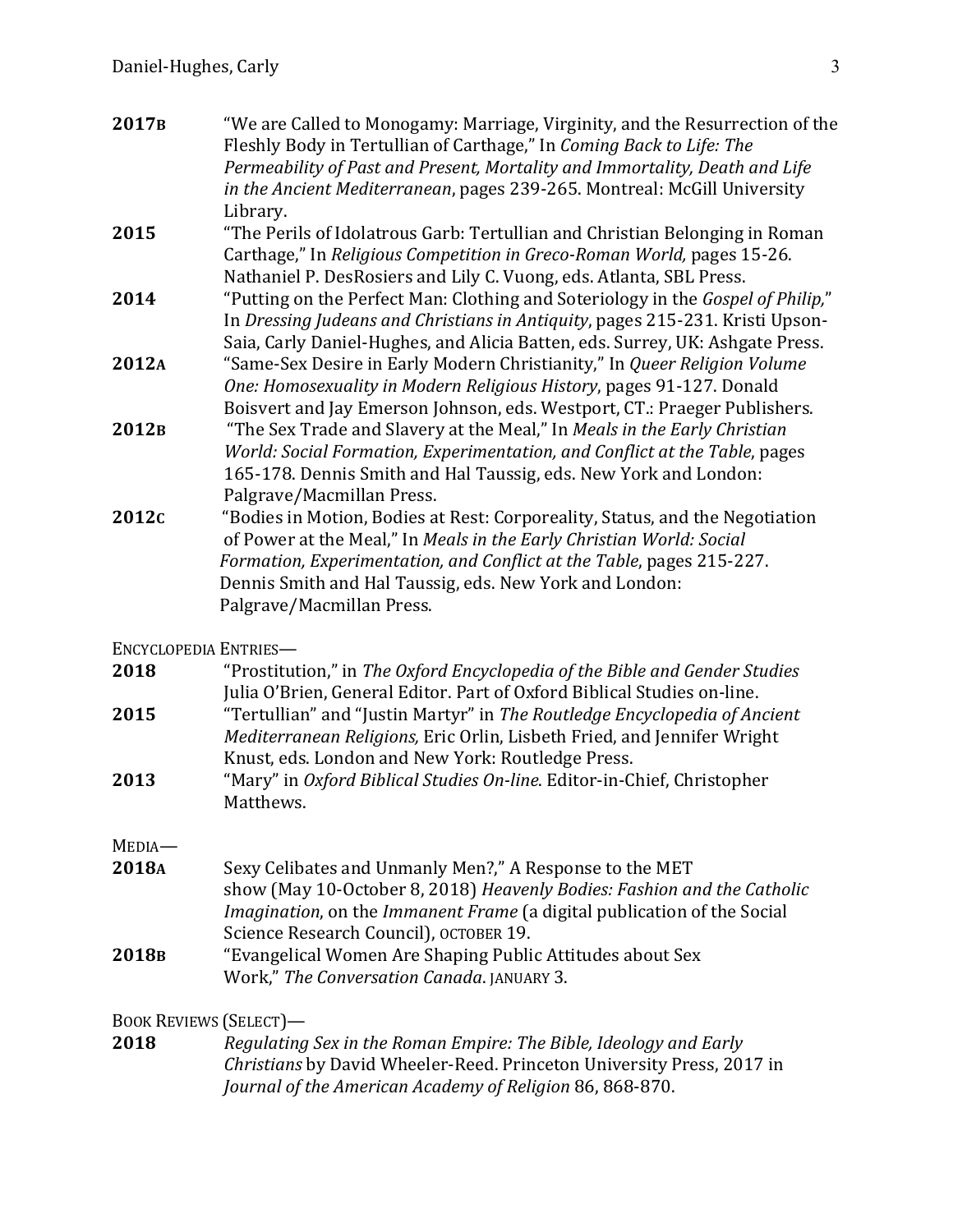**2017B** “We are Called to Monogamy: Marriage, Virginity, and the Resurrection of the Fleshly Body in Tertullian of Carthage,” In *Coming Back to Life: The Permeability of Past and Present, Mortality and Immortality, Death and Life in the Ancient Mediterranean*, pages 239-265. Montreal: McGill University Library.

**2015** “The Perils of Idolatrous Garb: Tertullian and Christian Belonging in Roman Carthage,” In *Religious Competition in Greco-Roman World,* pages 15-26. Nathaniel P. DesRosiers and Lily C. Vuong, eds. Atlanta, SBL Press.

**2014** “Putting on the Perfect Man: Clothing and Soteriology in the *Gospel of Philip*,” In *Dressing Judeans and Christians in Antiquity*, pages 215-231. Kristi Upson-Saia, Carly Daniel-Hughes, and Alicia Batten, eds. Surrey, UK: Ashgate Press.

**2012A** “Same-Sex Desire in Early Modern Christianity,” In *Queer Religion Volume One: Homosexuality in Modern Religious History*, pages 91-127. Donald Boisvert and Jay Emerson Johnson, eds. Westport, CT.: Praeger Publishers.

**2012B** “The Sex Trade and Slavery at the Meal,” In *Meals in the Early Christian World: Social Formation, Experimentation, and Conflict at the Table*, pages 165-178. Dennis Smith and Hal Taussig, eds. New York and London: Palgrave/Macmillan Press.

**2012C** “Bodies in Motion, Bodies at Rest: Corporeality, Status, and the Negotiation of Power at the Meal,” In *Meals in the Early Christian World: Social Formation, Experimentation, and Conflict at the Table*, pages 215-227. Dennis Smith and Hal Taussig, eds. New York and London: Palgrave/Macmillan Press.

ENCYCLOPEDIA ENTRIES—

**2018** “Prostitution,” in *The Oxford Encyclopedia of the Bible and Gender Studies* Julia O’Brien, General Editor. Part of Oxford Biblical Studies on-line.

**2015** “Tertullian” and “Justin Martyr” in *The Routledge Encyclopedia of Ancient Mediterranean Religions,* Eric Orlin, Lisbeth Fried, and Jennifer Wright Knust, eds. London and New York: Routledge Press.

**2013** “Mary” in *Oxford Biblical Studies On-line*. Editor-in-Chief, Christopher Matthews.

MEDIA—

**2018A** Sexy Celibates and Unmanly Men?,” A Response to the MET show (May 10-October 8, 2018) *Heavenly Bodies: Fashion and the Catholic Imagination*, on the *Immanent Frame* (a digital publication of the Social Science Research Council), OCTOBER 19.

**2018B** “Evangelical Women Are Shaping Public Attitudes about Sex Work,” *The Conversation Canada*. JANUARY 3.

BOOK REVIEWS (SELECT)—

**2018** *Regulating Sex in the Roman Empire: The Bible, Ideology and Early Christians* by David Wheeler-Reed. Princeton University Press, 2017 in *Journal of the American Academy of Religion* 86, 868-870.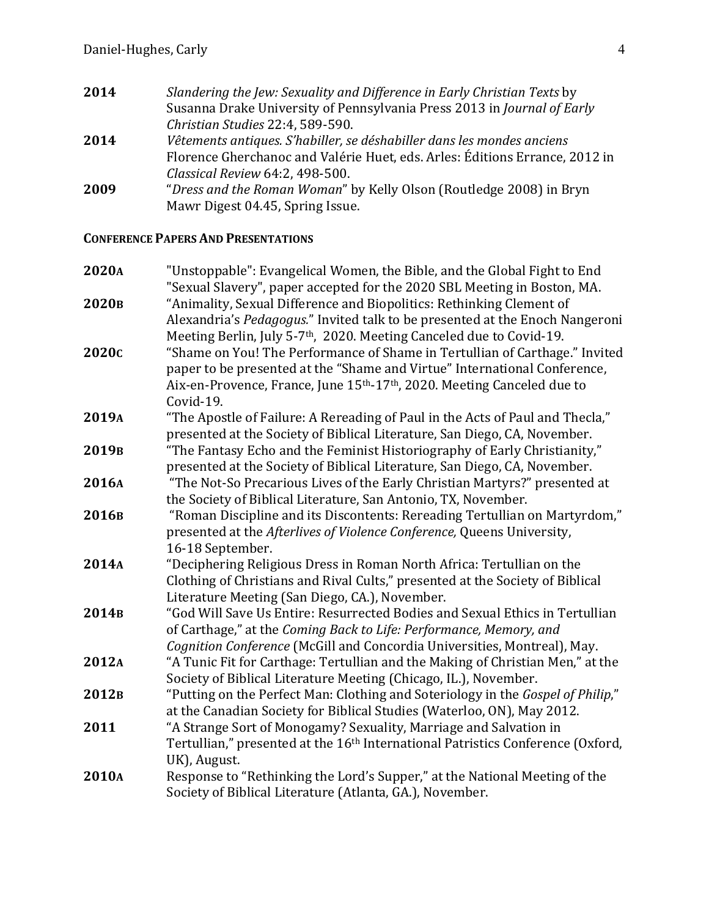**2014** *Slandering the Jew: Sexuality and Difference in Early Christian Texts* by Susanna Drake University of Pennsylvania Press 2013 in *Journal of Early Christian Studies* 22:4, 589-590.

**2014** *Vêtements antiques. S'habiller, se déshabiller dans les mondes anciens* Florence Gherchanoc and Valérie Huet, eds. Arles: Éditions Errance, 2012 in *Classical Review* 64:2, 498-500.

**2009** "*Dress and the Roman Woman*" by Kelly Olson (Routledge 2008) in Bryn Mawr Digest 04.45, Spring Issue.

### CONFERENCE PAPERS AND PRESENTATIONS

**2020A** "Unstoppable": Evangelical Women, the Bible, and the Global Fight to End "Sexual Slavery", paper accepted for the 2020 SBL Meeting in Boston, MA.

**2020B** "Animality, Sexual Difference and Biopolitics: Rethinking Clement of Alexandria's *Pedagogus.*" Invited talk to be presented at the Enoch Nangeroni Meeting Berlin, July 5-7th, 2020. Meeting Canceled due to Covid-19.

**2020C** "Shame on You! The Performance of Shame in Tertullian of Carthage." Invited paper to be presented at the "Shame and Virtue" International Conference, Aix-en-Provence, France, June 15th-17th, 2020. Meeting Canceled due to Covid-19.

**2019A** "The Apostle of Failure: A Rereading of Paul in the Acts of Paul and Thecla," presented at the Society of Biblical Literature, San Diego, CA, November.

**2019B** "The Fantasy Echo and the Feminist Historiography of Early Christianity," presented at the Society of Biblical Literature, San Diego, CA, November.

**2016A** "The Not-So Precarious Lives of the Early Christian Martyrs?" presented at the Society of Biblical Literature, San Antonio, TX, November.

**2016B** "Roman Discipline and its Discontents: Rereading Tertullian on Martyrdom," presented at the *Afterlives of Violence Conference,* Queens University, 16-18 September.

**2014A** "Deciphering Religious Dress in Roman North Africa: Tertullian on the Clothing of Christians and Rival Cults," presented at the Society of Biblical Literature Meeting (San Diego, CA.), November.

**2014B** "God Will Save Us Entire: Resurrected Bodies and Sexual Ethics in Tertullian of Carthage," at the *Coming Back to Life: Performance, Memory, and Cognition Conference* (McGill and Concordia Universities, Montreal), May.

**2012A** "A Tunic Fit for Carthage: Tertullian and the Making of Christian Men," at the Society of Biblical Literature Meeting (Chicago, IL.), November.

**2012B** "Putting on the Perfect Man: Clothing and Soteriology in the *Gospel of Philip*," at the Canadian Society for Biblical Studies (Waterloo, ON), May 2012.

**2011** "A Strange Sort of Monogamy? Sexuality, Marriage and Salvation in Tertullian," presented at the 16th International Patristics Conference (Oxford, UK), August.

**2010A** Response to "Rethinking the Lord's Supper," at the National Meeting of the Society of Biblical Literature (Atlanta, GA.), November.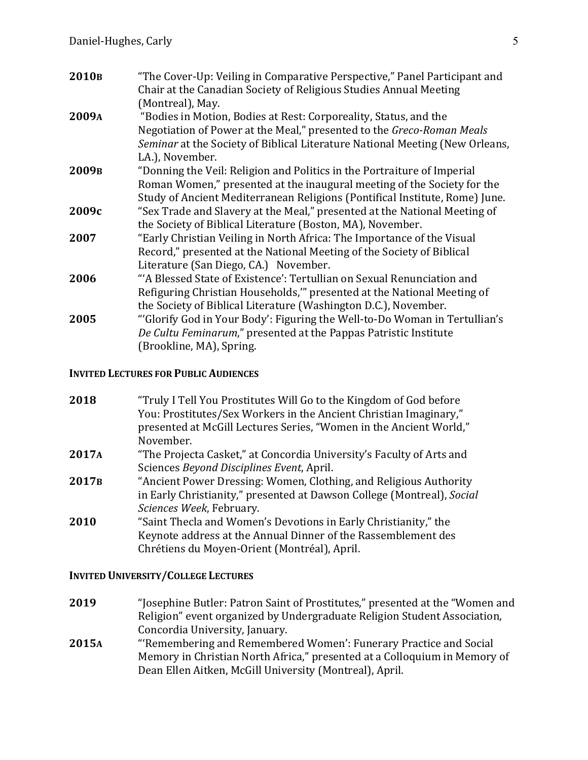**2010B** “The Cover-Up: Veiling in Comparative Perspective,” Panel Participant and Chair at the Canadian Society of Religious Studies Annual Meeting (Montreal), May.

**2009A** “Bodies in Motion, Bodies at Rest: Corporeality, Status, and the Negotiation of Power at the Meal,” presented to the *Greco-Roman Meals Seminar* at the Society of Biblical Literature National Meeting (New Orleans, LA.), November.

**2009B** “Donning the Veil: Religion and Politics in the Portraiture of Imperial Roman Women,” presented at the inaugural meeting of the Society for the Study of Ancient Mediterranean Religions (Pontifical Institute, Rome) June.

**2009c** “Sex Trade and Slavery at the Meal,” presented at the National Meeting of the Society of Biblical Literature (Boston, MA), November.

**2007** “Early Christian Veiling in North Africa: The Importance of the Visual Record,” presented at the National Meeting of the Society of Biblical Literature (San Diego, CA.) November.

**2006** “‘A Blessed State of Existence’: Tertullian on Sexual Renunciation and Refiguring Christian Households,’” presented at the National Meeting of the Society of Biblical Literature (Washington D.C.), November.

**2005** “‘Glorify God in Your Body’: Figuring the Well-to-Do Woman in Tertullian’s *De Cultu Feminarum*,” presented at the Pappas Patristic Institute (Brookline, MA), Spring.

### INVITED LECTURES FOR PUBLIC AUDIENCES

**2018** “Truly I Tell You Prostitutes Will Go to the Kingdom of God before You: Prostitutes/Sex Workers in the Ancient Christian Imaginary,” presented at McGill Lectures Series, “Women in the Ancient World,” November.

**2017A** “The Projecta Casket,” at Concordia University’s Faculty of Arts and Sciences *Beyond Disciplines Event*, April.

**2017B** “Ancient Power Dressing: Women, Clothing, and Religious Authority in Early Christianity,” presented at Dawson College (Montreal), *Social Sciences Week*, February.

**2010** “Saint Thecla and Women’s Devotions in Early Christianity,” the Keynote address at the Annual Dinner of the Rassemblement des Chrétiens du Moyen-Orient (Montréal), April.

### INVITED UNIVERSITY/COLLEGE LECTURES

**2019** “Josephine Butler: Patron Saint of Prostitutes,” presented at the “Women and Religion” event organized by Undergraduate Religion Student Association, Concordia University, January.

**2015A** “‘Remembering and Remembered Women’: Funerary Practice and Social Memory in Christian North Africa,” presented at a Colloquium in Memory of Dean Ellen Aitken, McGill University (Montreal), April.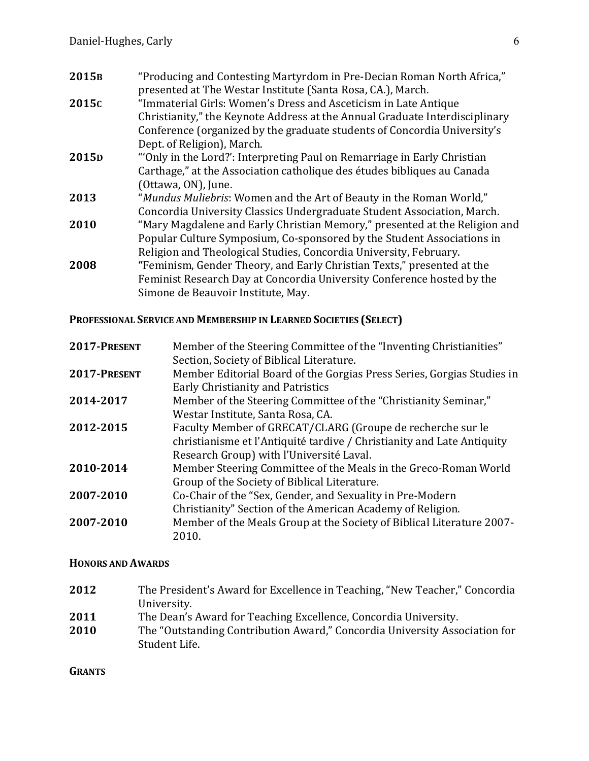**2015B** "Producing and Contesting Martyrdom in Pre-Decian Roman North Africa," presented at The Westar Institute (Santa Rosa, CA.), March.

**2015C** "Immaterial Girls: Women's Dress and Asceticism in Late Antique Christianity," the Keynote Address at the Annual Graduate Interdisciplinary Conference (organized by the graduate students of Concordia University's Dept. of Religion), March.

**2015D** "'Only in the Lord?': Interpreting Paul on Remarriage in Early Christian Carthage," at the Association catholique des études bibliques au Canada (Ottawa, ON), June.

**2013** "*Mundus Muliebris*: Women and the Art of Beauty in the Roman World," Concordia University Classics Undergraduate Student Association, March.

**2010** "Mary Magdalene and Early Christian Memory," presented at the Religion and Popular Culture Symposium, Co-sponsored by the Student Associations in Religion and Theological Studies, Concordia University, February.

**2008** "Feminism, Gender Theory, and Early Christian Texts," presented at the Feminist Research Day at Concordia University Conference hosted by the Simone de Beauvoir Institute, May.

## Professional Service and Membership in Learned Societies (Select)

**2017-Present** Member of the Steering Committee of the "Inventing Christianities" Section, Society of Biblical Literature.

**2017-Present** Member Editorial Board of the Gorgias Press Series, Gorgias Studies in Early Christianity and Patristics

**2014-2017** Member of the Steering Committee of the "Christianity Seminar," Westar Institute, Santa Rosa, CA.

**2012-2015** Faculty Member of GRECAT/CLARG (Groupe de recherche sur le christianisme et l'Antiquité tardive / Christianity and Late Antiquity Research Group) with l'Université Laval.

**2010-2014** Member Steering Committee of the Meals in the Greco-Roman World Group of the Society of Biblical Literature.

**2007-2010** Co-Chair of the "Sex, Gender, and Sexuality in Pre-Modern Christianity" Section of the American Academy of Religion.

**2007-2010** Member of the Meals Group at the Society of Biblical Literature 2007-2010.

## Honors and Awards

**2012** The President's Award for Excellence in Teaching, "New Teacher," Concordia University.

**2011** The Dean's Award for Teaching Excellence, Concordia University.

**2010** The "Outstanding Contribution Award," Concordia University Association for Student Life.

## Grants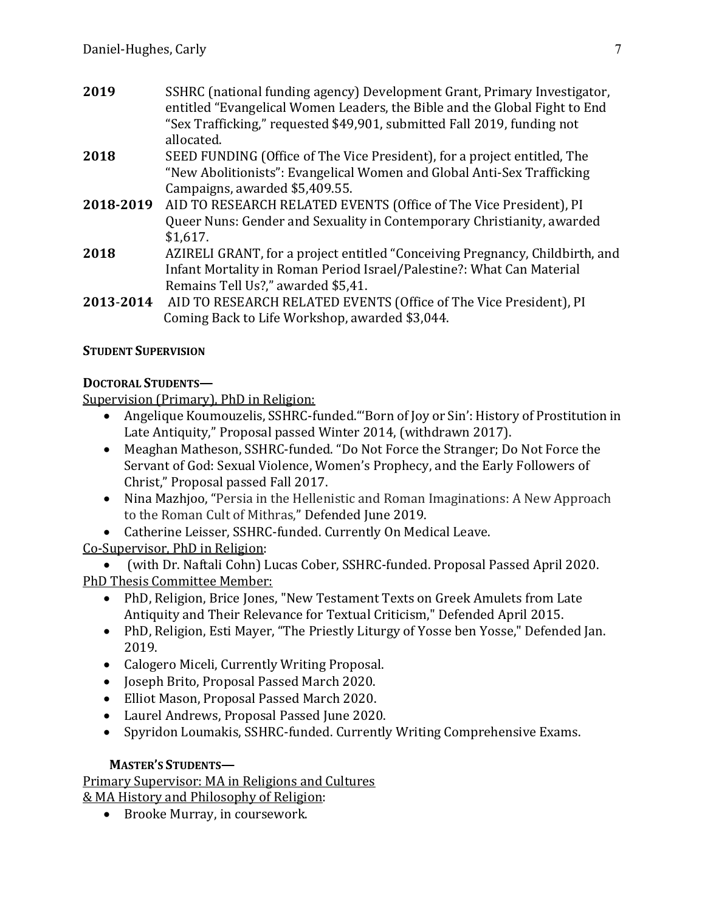**2019** SSHRC (national funding agency) Development Grant, Primary Investigator, entitled "Evangelical Women Leaders, the Bible and the Global Fight to End "Sex Trafficking," requested $49,901, submitted Fall 2019, funding not allocated.

**2018** SEED FUNDING (Office of The Vice President), for a project entitled, The "New Abolitionists": Evangelical Women and Global Anti-Sex Trafficking Campaigns, awarded $5,409.55.

**2018-2019** AID TO RESEARCH RELATED EVENTS (Office of The Vice President), PI Queer Nuns: Gender and Sexuality in Contemporary Christianity, awarded $1,617.

**2018** AZIRELI GRANT, for a project entitled "Conceiving Pregnancy, Childbirth, and Infant Mortality in Roman Period Israel/Palestine?: What Can Material Remains Tell Us?," awarded $5,41.

**2013-2014** AID TO RESEARCH RELATED EVENTS (Office of The Vice President), PI Coming Back to Life Workshop, awarded $3,044.

## STUDENT SUPERVISION

### DOCTORAL STUDENTS—

Supervision (Primary), PhD in Religion:

- Angelique Koumouzelis, SSHRC-funded."'Born of Joy or Sin': History of Prostitution in Late Antiquity," Proposal passed Winter 2014, (withdrawn 2017).
- Meaghan Matheson, SSHRC-funded. "Do Not Force the Stranger; Do Not Force the Servant of God: Sexual Violence, Women's Prophecy, and the Early Followers of Christ," Proposal passed Fall 2017.
- Nina Mazhjoo, "Persia in the Hellenistic and Roman Imaginations: A New Approach to the Roman Cult of Mithras," Defended June 2019.
- Catherine Leisser, SSHRC-funded. Currently On Medical Leave.

Co-Supervisor, PhD in Religion:

- (with Dr. Naftali Cohn) Lucas Cober, SSHRC-funded. Proposal Passed April 2020.

PhD Thesis Committee Member:

- PhD, Religion, Brice Jones, "New Testament Texts on Greek Amulets from Late Antiquity and Their Relevance for Textual Criticism," Defended April 2015.
- PhD, Religion, Esti Mayer, "The Priestly Liturgy of Yosse ben Yosse," Defended Jan. 2019.
- Calogero Miceli, Currently Writing Proposal.
- Joseph Brito, Proposal Passed March 2020.
- Elliot Mason, Proposal Passed March 2020.
- Laurel Andrews, Proposal Passed June 2020.
- Spyridon Loumakis, SSHRC-funded. Currently Writing Comprehensive Exams.

### MASTER'S STUDENTS—

Primary Supervisor: MA in Religions and Cultures & MA History and Philosophy of Religion:

- Brooke Murray, in coursework.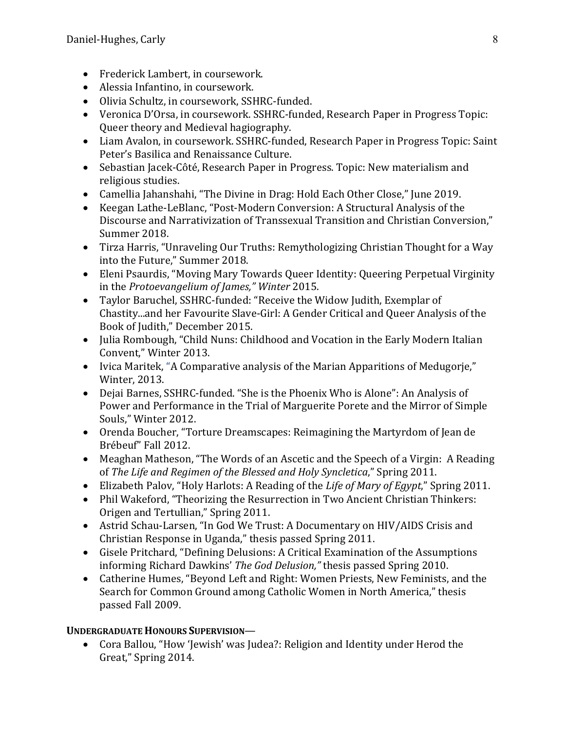- Frederick Lambert, in coursework.
- Alessia Infantino, in coursework.
- Olivia Schultz, in coursework, SSHRC-funded.
- Veronica D'Orsa, in coursework. SSHRC-funded, Research Paper in Progress Topic: Queer theory and Medieval hagiography.
- Liam Avalon, in coursework. SSHRC-funded, Research Paper in Progress Topic: Saint Peter's Basilica and Renaissance Culture.
- Sebastian Jacek-Côté, Research Paper in Progress. Topic: New materialism and religious studies.
- Camellia Jahanshahi, "The Divine in Drag: Hold Each Other Close," June 2019.
- Keegan Lathe-LeBlanc, "Post-Modern Conversion: A Structural Analysis of the Discourse and Narrativization of Transsexual Transition and Christian Conversion," Summer 2018.
- Tirza Harris, "Unraveling Our Truths: Remythologizing Christian Thought for a Way into the Future," Summer 2018.
- Eleni Psaurdis, "Moving Mary Towards Queer Identity: Queering Perpetual Virginity in the *Protoevangelium of James," Winter* 2015.
- Taylor Baruchel, SSHRC-funded: "Receive the Widow Judith, Exemplar of Chastity...and her Favourite Slave-Girl: A Gender Critical and Queer Analysis of the Book of Judith," December 2015.
- Julia Rombough, "Child Nuns: Childhood and Vocation in the Early Modern Italian Convent," Winter 2013.
- Ivica Maritek, "A Comparative analysis of the Marian Apparitions of Medugorje," Winter, 2013.
- Dejai Barnes, SSHRC-funded. "She is the Phoenix Who is Alone": An Analysis of Power and Performance in the Trial of Marguerite Porete and the Mirror of Simple Souls," Winter 2012.
- Orenda Boucher, "Torture Dreamscapes: Reimagining the Martyrdom of Jean de Brébeuf" Fall 2012.
- Meaghan Matheson, "The Words of an Ascetic and the Speech of a Virgin: A Reading of *The Life and Regimen of the Blessed and Holy Syncletica*," Spring 2011.
- Elizabeth Palov, "Holy Harlots: A Reading of the *Life of Mary of Egypt*," Spring 2011.
- Phil Wakeford, "Theorizing the Resurrection in Two Ancient Christian Thinkers: Origen and Tertullian," Spring 2011.
- Astrid Schau-Larsen, "In God We Trust: A Documentary on HIV/AIDS Crisis and Christian Response in Uganda," thesis passed Spring 2011.
- Gisele Pritchard, "Defining Delusions: A Critical Examination of the Assumptions informing Richard Dawkins' *The God Delusion,"* thesis passed Spring 2010.
- Catherine Humes, "Beyond Left and Right: Women Priests, New Feminists, and the Search for Common Ground among Catholic Women in North America," thesis passed Fall 2009.

**UNDERGRADUATE HONOURS SUPERVISION—**

- Cora Ballou, "How 'Jewish' was Judea?: Religion and Identity under Herod the Great," Spring 2014.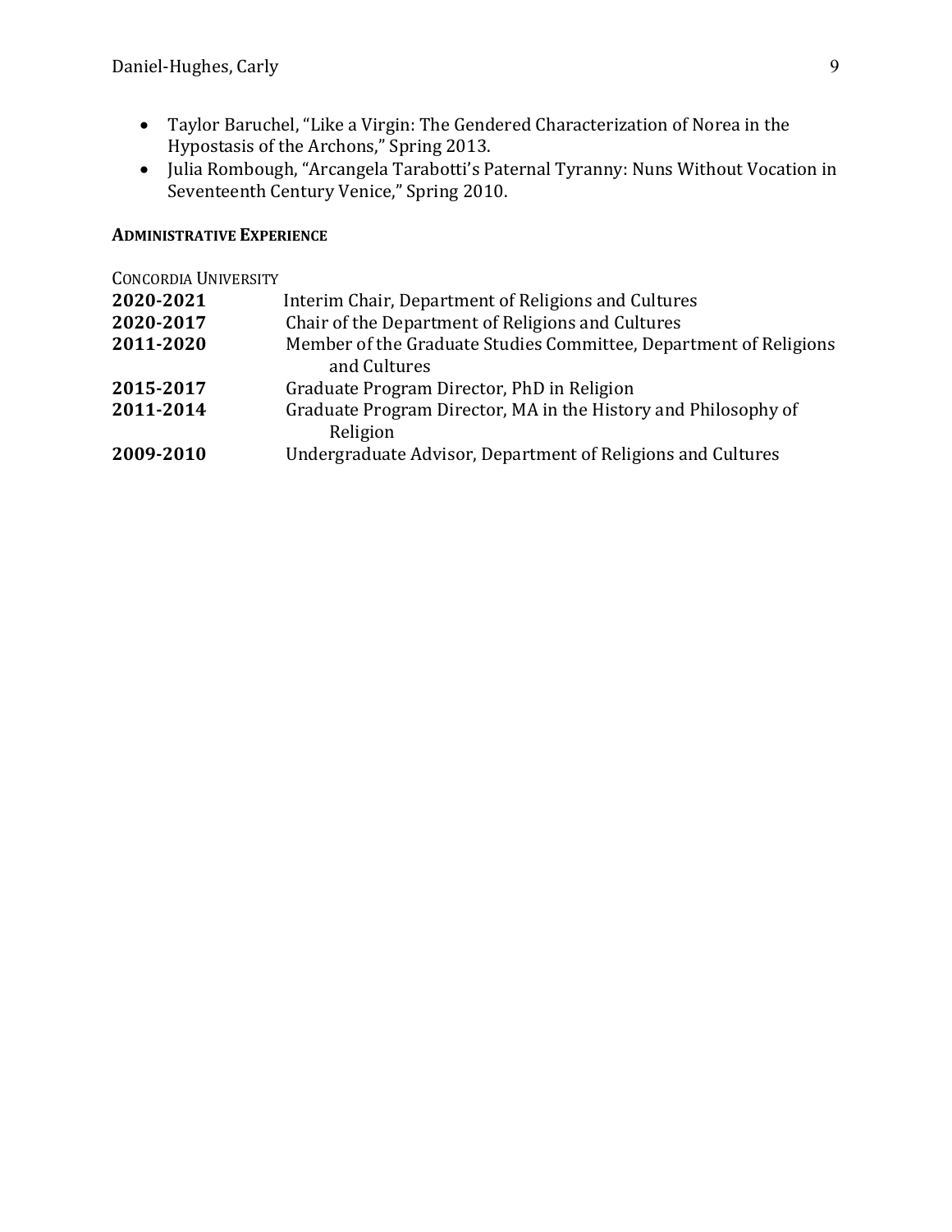- Taylor Baruchel, “Like a Virgin: The Gendered Characterization of Norea in the Hypostasis of the Archons,” Spring 2013.
- Julia Rombough, “Arcangela Tarabotti’s Paternal Tyranny: Nuns Without Vocation in Seventeenth Century Venice,” Spring 2010.

## Administrative Experience

Concordia University

**2020-2021** Interim Chair, Department of Religions and Cultures

**2020-2017** Chair of the Department of Religions and Cultures

**2011-2020** Member of the Graduate Studies Committee, Department of Religions and Cultures

**2015-2017** Graduate Program Director, PhD in Religion

**2011-2014** Graduate Program Director, MA in the History and Philosophy of Religion

**2009-2010** Undergraduate Advisor, Department of Religions and Cultures